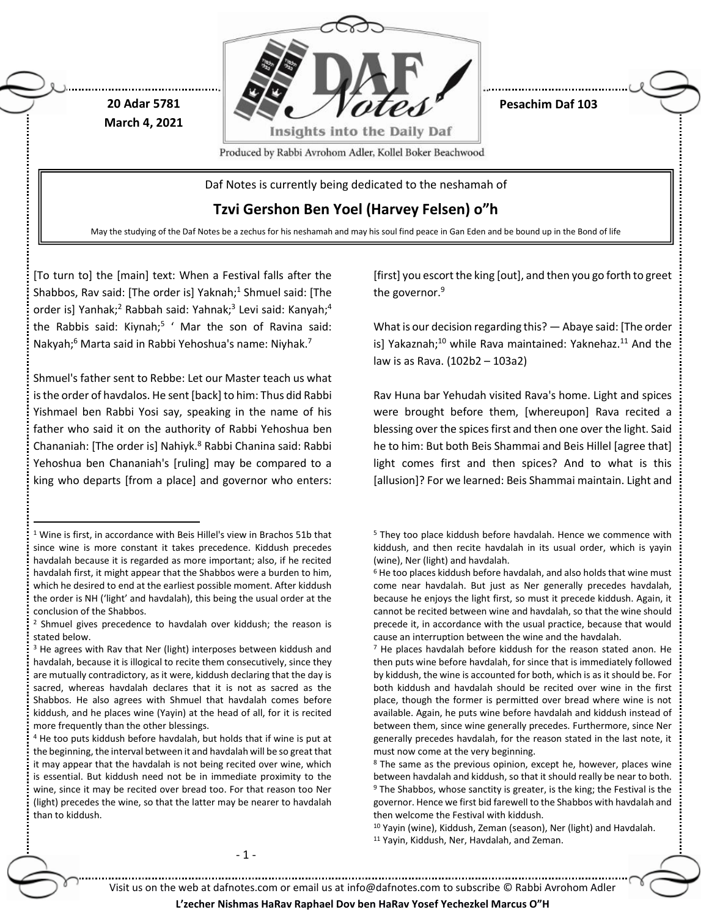20 Adar 5781
March 4, 2021

Pesachim Daf 103

Daf Notes is currently being dedicated to the neshamah of

## Tzvi Gershon Ben Yoel (Harvey Felsen) o"h

May the studying of the Daf Notes be a zechus for his neshamah and may his soul find peace in Gan Eden and be bound up in the Bond of life

[To turn to] the [main] text: When a Festival falls after the Shabbos, Rav said: [The order is] Yaknah;[1] Shmuel said: [The order is] Yanhak;[2] Rabbah said: Yahnak;[3] Levi said: Kanyah;[4] the Rabbis said: Kiynah;[5] ' Mar the son of Ravina said: Nakyah;[6] Marta said in Rabbi Yehoshua's name: Niyhak.[7]

Shmuel's father sent to Rebbe: Let our Master teach us what is the order of havdalos. He sent [back] to him: Thus did Rabbi Yishmael ben Rabbi Yosi say, speaking in the name of his father who said it on the authority of Rabbi Yehoshua ben Chananiah: [The order is] Nahiyk.[8] Rabbi Chanina said: Rabbi Yehoshua ben Chananiah's [ruling] may be compared to a king who departs [from a place] and governor who enters: [first] you escort the king [out], and then you go forth to greet the governor.[9]

What is our decision regarding this? — Abaye said: [The order is] Yakaznah;[10] while Rava maintained: Yaknehaz.[11] And the law is as Rava. (102b2 – 103a2)

Rav Huna bar Yehudah visited Rava's home. Light and spices were brought before them, [whereupon] Rava recited a blessing over the spices first and then one over the light. Said he to him: But both Beis Shammai and Beis Hillel [agree that] light comes first and then spices? And to what is this [allusion]? For we learned: Beis Shammai maintain. Light and

---

[1] Wine is first, in accordance with Beis Hillel's view in Brachos 51b that since wine is more constant it takes precedence. Kiddush precedes havdalah because it is regarded as more important; also, if he recited havdalah first, it might appear that the Shabbos were a burden to him, which he desired to end at the earliest possible moment. After kiddush the order is NH ('light' and havdalah), this being the usual order at the conclusion of the Shabbos.

[2] Shmuel gives precedence to havdalah over kiddush; the reason is stated below.

[3] He agrees with Rav that Ner (light) interposes between kiddush and havdalah, because it is illogical to recite them consecutively, since they are mutually contradictory, as it were, kiddush declaring that the day is sacred, whereas havdalah declares that it is not as sacred as the Shabbos. He also agrees with Shmuel that havdalah comes before kiddush, and he places wine (Yayin) at the head of all, for it is recited more frequently than the other blessings.

[4] He too puts kiddush before havdalah, but holds that if wine is put at the beginning, the interval between it and havdalah will be so great that it may appear that the havdalah is not being recited over wine, which is essential. But kiddush need not be in immediate proximity to the wine, since it may be recited over bread too. For that reason too Ner (light) precedes the wine, so that the latter may be nearer to havdalah than to kiddush.

[5] They too place kiddush before havdalah. Hence we commence with kiddush, and then recite havdalah in its usual order, which is yayin (wine), Ner (light) and havdalah.

[6] He too places kiddush before havdalah, and also holds that wine must come near havdalah. But just as Ner generally precedes havdalah, because he enjoys the light first, so must it precede kiddush. Again, it cannot be recited between wine and havdalah, so that the wine should precede it, in accordance with the usual practice, because that would cause an interruption between the wine and the havdalah.

[7] He places havdalah before kiddush for the reason stated anon. He then puts wine before havdalah, for since that is immediately followed by kiddush, the wine is accounted for both, which is as it should be. For both kiddush and havdalah should be recited over wine in the first place, though the former is permitted over bread where wine is not available. Again, he puts wine before havdalah and kiddush instead of between them, since wine generally precedes. Furthermore, since Ner generally precedes havdalah, for the reason stated in the last note, it must now come at the very beginning.

[8] The same as the previous opinion, except he, however, places wine between havdalah and kiddush, so that it should really be near to both.

[9] The Shabbos, whose sanctity is greater, is the king; the Festival is the governor. Hence we first bid farewell to the Shabbos with havdalah and then welcome the Festival with kiddush.

[10] Yayin (wine), Kiddush, Zeman (season), Ner (light) and Havdalah.

[11] Yayin, Kiddush, Ner, Havdalah, and Zeman.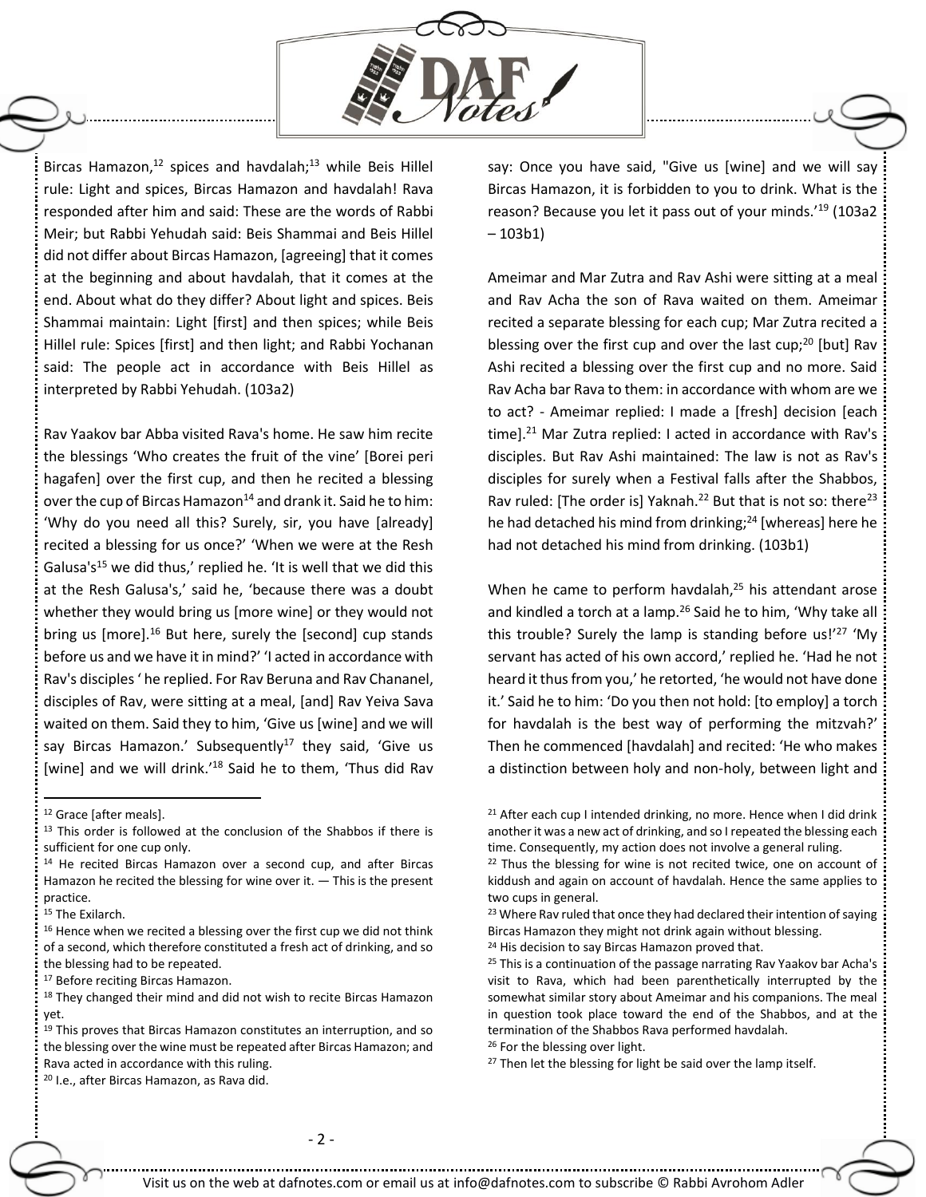Bircas Hamazon,[12] spices and havdalah;[13] while Beis Hillel rule: Light and spices, Bircas Hamazon and havdalah! Rava responded after him and said: These are the words of Rabbi Meir; but Rabbi Yehudah said: Beis Shammai and Beis Hillel did not differ about Bircas Hamazon, [agreeing] that it comes at the beginning and about havdalah, that it comes at the end. About what do they differ? About light and spices. Beis Shammai maintain: Light [first] and then spices; while Beis Hillel rule: Spices [first] and then light; and Rabbi Yochanan said: The people act in accordance with Beis Hillel as interpreted by Rabbi Yehudah. (103a2)

Rav Yaakov bar Abba visited Rava's home. He saw him recite the blessings 'Who creates the fruit of the vine' [Borei peri hagafen] over the first cup, and then he recited a blessing over the cup of Bircas Hamazon[14] and drank it. Said he to him: 'Why do you need all this? Surely, sir, you have [already] recited a blessing for us once?' 'When we were at the Resh Galusa's[15] we did thus,' replied he. 'It is well that we did this at the Resh Galusa's,' said he, 'because there was a doubt whether they would bring us [more wine] or they would not bring us [more].[16] But here, surely the [second] cup stands before us and we have it in mind?' 'I acted in accordance with Rav's disciples ' he replied. For Rav Beruna and Rav Chananel, disciples of Rav, were sitting at a meal, [and] Rav Yeiva Sava waited on them. Said they to him, 'Give us [wine] and we will say Bircas Hamazon.' Subsequently[17] they said, 'Give us [wine] and we will drink.'[18] Said he to them, 'Thus did Rav say: Once you have said, "Give us [wine] and we will say Bircas Hamazon, it is forbidden to you to drink. What is the reason? Because you let it pass out of your minds.'[19] (103a2 – 103b1)

Ameimar and Mar Zutra and Rav Ashi were sitting at a meal and Rav Acha the son of Rava waited on them. Ameimar recited a separate blessing for each cup; Mar Zutra recited a blessing over the first cup and over the last cup;[20] [but] Rav Ashi recited a blessing over the first cup and no more. Said Rav Acha bar Rava to them: in accordance with whom are we to act? - Ameimar replied: I made a [fresh] decision [each time].[21] Mar Zutra replied: I acted in accordance with Rav's disciples. But Rav Ashi maintained: The law is not as Rav's disciples for surely when a Festival falls after the Shabbos, Rav ruled: [The order is] Yaknah.[22] But that is not so: there[23] he had detached his mind from drinking;[24] [whereas] here he had not detached his mind from drinking. (103b1)

When he came to perform havdalah,[25] his attendant arose and kindled a torch at a lamp.[26] Said he to him, 'Why take all this trouble? Surely the lamp is standing before us!'[27] 'My servant has acted of his own accord,' replied he. 'Had he not heard it thus from you,' he retorted, 'he would not have done it.' Said he to him: 'Do you then not hold: [to employ] a torch for havdalah is the best way of performing the mitzvah?' Then he commenced [havdalah] and recited: 'He who makes a distinction between holy and non-holy, between light and

---

[12] Grace [after meals].

[13] This order is followed at the conclusion of the Shabbos if there is sufficient for one cup only.

[14] He recited Bircas Hamazon over a second cup, and after Bircas Hamazon he recited the blessing for wine over it. — This is the present practice.

[15] The Exilarch.

[16] Hence when we recited a blessing over the first cup we did not think of a second, which therefore constituted a fresh act of drinking, and so the blessing had to be repeated.

[17] Before reciting Bircas Hamazon.

[18] They changed their mind and did not wish to recite Bircas Hamazon yet.

[19] This proves that Bircas Hamazon constitutes an interruption, and so the blessing over the wine must be repeated after Bircas Hamazon; and Rava acted in accordance with this ruling.

[20] I.e., after Bircas Hamazon, as Rava did.

[21] After each cup I intended drinking, no more. Hence when I did drink another it was a new act of drinking, and so I repeated the blessing each time. Consequently, my action does not involve a general ruling.

[22] Thus the blessing for wine is not recited twice, one on account of kiddush and again on account of havdalah. Hence the same applies to two cups in general.

[23] Where Rav ruled that once they had declared their intention of saying Bircas Hamazon they might not drink again without blessing.

[24] His decision to say Bircas Hamazon proved that.

[25] This is a continuation of the passage narrating Rav Yaakov bar Acha's visit to Rava, which had been parenthetically interrupted by the somewhat similar story about Ameimar and his companions. The meal in question took place toward the end of the Shabbos, and at the termination of the Shabbos Rava performed havdalah.

[26] For the blessing over light.

[27] Then let the blessing for light be said over the lamp itself.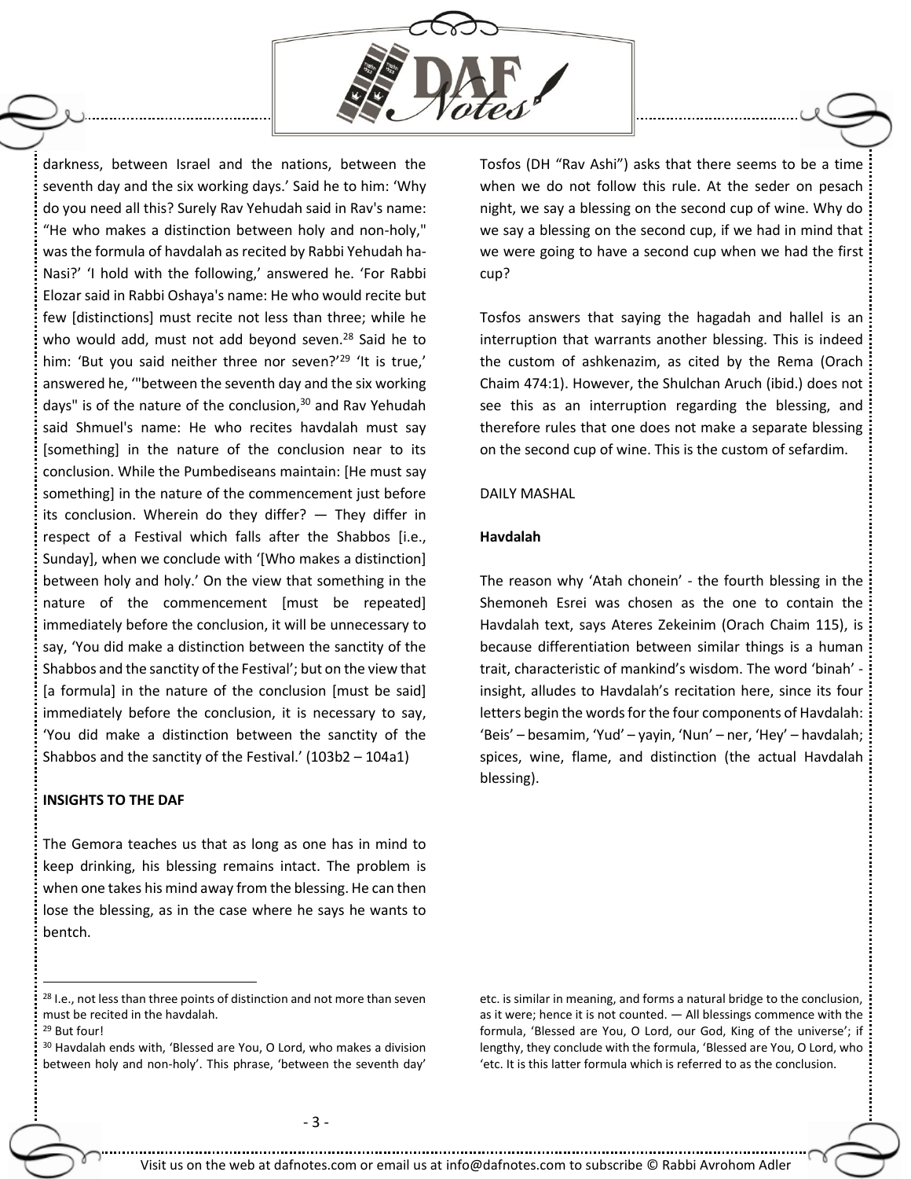darkness, between Israel and the nations, between the seventh day and the six working days.' Said he to him: 'Why do you need all this? Surely Rav Yehudah said in Rav's name: "He who makes a distinction between holy and non-holy," was the formula of havdalah as recited by Rabbi Yehudah ha-Nasi?' 'I hold with the following,' answered he. 'For Rabbi Elozar said in Rabbi Oshaya's name: He who would recite but few [distinctions] must recite not less than three; while he who would add, must not add beyond seven.[28] Said he to him: 'But you said neither three nor seven?'[29] 'It is true,' answered he, '"between the seventh day and the six working days" is of the nature of the conclusion,[30] and Rav Yehudah said Shmuel's name: He who recites havdalah must say [something] in the nature of the conclusion near to its conclusion. While the Pumbediseans maintain: [He must say something] in the nature of the commencement just before its conclusion. Wherein do they differ? — They differ in respect of a Festival which falls after the Shabbos [i.e., Sunday], when we conclude with '[Who makes a distinction] between holy and holy.' On the view that something in the nature of the commencement [must be repeated] immediately before the conclusion, it will be unnecessary to say, 'You did make a distinction between the sanctity of the Shabbos and the sanctity of the Festival'; but on the view that [a formula] in the nature of the conclusion [must be said] immediately before the conclusion, it is necessary to say, 'You did make a distinction between the sanctity of the Shabbos and the sanctity of the Festival.' (103b2 – 104a1)

**INSIGHTS TO THE DAF**

The Gemora teaches us that as long as one has in mind to keep drinking, his blessing remains intact. The problem is when one takes his mind away from the blessing. He can then lose the blessing, as in the case where he says he wants to bentch.

Tosfos (DH "Rav Ashi") asks that there seems to be a time when we do not follow this rule. At the seder on pesach night, we say a blessing on the second cup of wine. Why do we say a blessing on the second cup, if we had in mind that we were going to have a second cup when we had the first cup?

Tosfos answers that saying the hagadah and hallel is an interruption that warrants another blessing. This is indeed the custom of ashkenazim, as cited by the Rema (Orach Chaim 474:1). However, the Shulchan Aruch (ibid.) does not see this as an interruption regarding the blessing, and therefore rules that one does not make a separate blessing on the second cup of wine. This is the custom of sefardim.

DAILY MASHAL

**Havdalah**

The reason why 'Atah chonein' - the fourth blessing in the Shemoneh Esrei was chosen as the one to contain the Havdalah text, says Ateres Zekeinim (Orach Chaim 115), is because differentiation between similar things is a human trait, characteristic of mankind's wisdom. The word 'binah' - insight, alludes to Havdalah's recitation here, since its four letters begin the words for the four components of Havdalah: 'Beis' – besamim, 'Yud' – yayin, 'Nun' – ner, 'Hey' – havdalah; spices, wine, flame, and distinction (the actual Havdalah blessing).

---

[28] I.e., not less than three points of distinction and not more than seven must be recited in the havdalah.

[29] But four!

[30] Havdalah ends with, 'Blessed are You, O Lord, who makes a division between holy and non-holy'. This phrase, 'between the seventh day' etc. is similar in meaning, and forms a natural bridge to the conclusion, as it were; hence it is not counted. — All blessings commence with the formula, 'Blessed are You, O Lord, our God, King of the universe'; if lengthy, they conclude with the formula, 'Blessed are You, O Lord, who 'etc. It is this latter formula which is referred to as the conclusion.